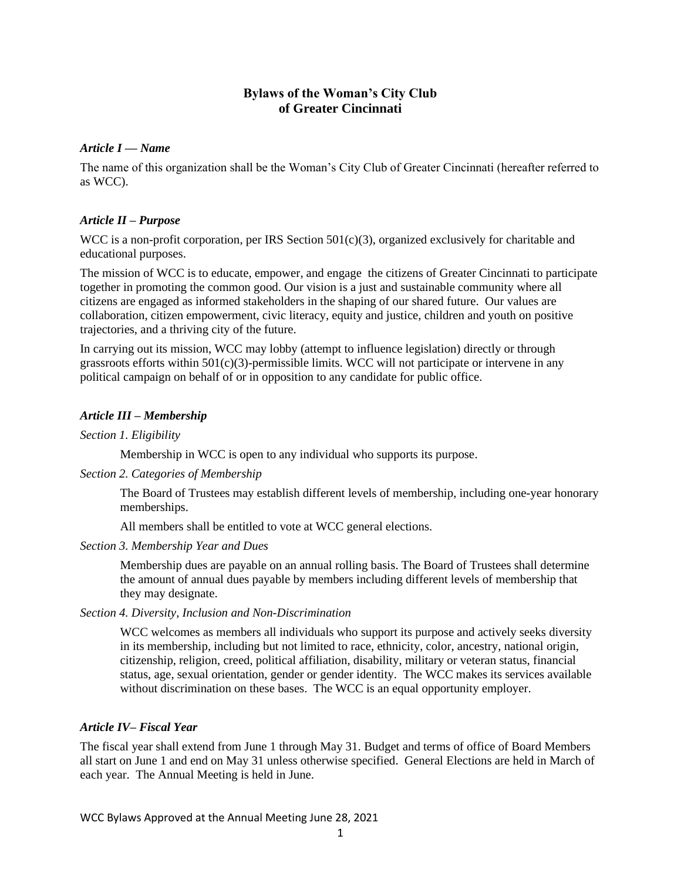# Bylaws of the Woman's City Club of Greater Cincinnati

### *Article I — Name*

The name of this organization shall be the Woman's City Club of Greater Cincinnati (hereafter referred to as WCC).

### *Article II – Purpose*

WCC is a non-profit corporation, per IRS Section 501(c)(3), organized exclusively for charitable and educational purposes.

The mission of WCC is to educate, empower, and engage the citizens of Greater Cincinnati to participate together in promoting the common good. Our vision is a just and sustainable community where all citizens are engaged as informed stakeholders in the shaping of our shared future. Our values are collaboration, citizen empowerment, civic literacy, equity and justice, children and youth on positive trajectories, and a thriving city of the future.

In carrying out its mission, WCC may lobby (attempt to influence legislation) directly or through grassroots efforts within 501(c)(3)-permissible limits. WCC will not participate or intervene in any political campaign on behalf of or in opposition to any candidate for public office.

### *Article III – Membership*

*Section 1. Eligibility*

Membership in WCC is open to any individual who supports its purpose.

*Section 2. Categories of Membership*

The Board of Trustees may establish different levels of membership, including one-year honorary memberships.

All members shall be entitled to vote at WCC general elections.

*Section 3. Membership Year and Dues*

Membership dues are payable on an annual rolling basis. The Board of Trustees shall determine the amount of annual dues payable by members including different levels of membership that they may designate.

*Section 4. Diversity, Inclusion and Non-Discrimination*

WCC welcomes as members all individuals who support its purpose and actively seeks diversity in its membership, including but not limited to race, ethnicity, color, ancestry, national origin, citizenship, religion, creed, political affiliation, disability, military or veteran status, financial status, age, sexual orientation, gender or gender identity. The WCC makes its services available without discrimination on these bases. The WCC is an equal opportunity employer.

### *Article IV– Fiscal Year*

The fiscal year shall extend from June 1 through May 31. Budget and terms of office of Board Members all start on June 1 and end on May 31 unless otherwise specified. General Elections are held in March of each year. The Annual Meeting is held in June.

WCC Bylaws Approved at the Annual Meeting June 28, 2021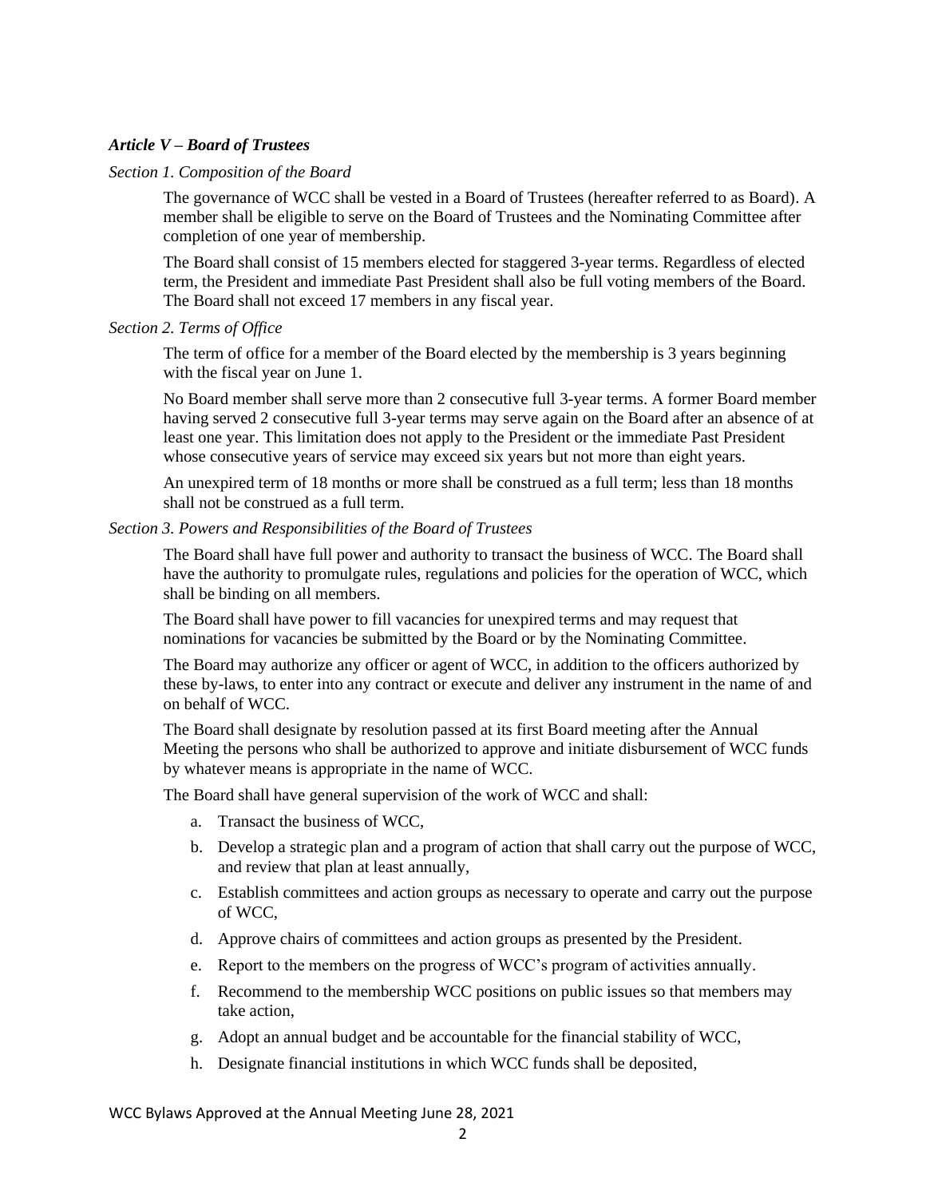***Article V – Board of Trustees***

*Section 1. Composition of the Board*

The governance of WCC shall be vested in a Board of Trustees (hereafter referred to as Board). A member shall be eligible to serve on the Board of Trustees and the Nominating Committee after completion of one year of membership.

The Board shall consist of 15 members elected for staggered 3-year terms. Regardless of elected term, the President and immediate Past President shall also be full voting members of the Board. The Board shall not exceed 17 members in any fiscal year.

*Section 2. Terms of Office*

The term of office for a member of the Board elected by the membership is 3 years beginning with the fiscal year on June 1.

No Board member shall serve more than 2 consecutive full 3-year terms. A former Board member having served 2 consecutive full 3-year terms may serve again on the Board after an absence of at least one year. This limitation does not apply to the President or the immediate Past President whose consecutive years of service may exceed six years but not more than eight years.

An unexpired term of 18 months or more shall be construed as a full term; less than 18 months shall not be construed as a full term.

*Section 3. Powers and Responsibilities of the Board of Trustees*

The Board shall have full power and authority to transact the business of WCC. The Board shall have the authority to promulgate rules, regulations and policies for the operation of WCC, which shall be binding on all members.

The Board shall have power to fill vacancies for unexpired terms and may request that nominations for vacancies be submitted by the Board or by the Nominating Committee.

The Board may authorize any officer or agent of WCC, in addition to the officers authorized by these by-laws, to enter into any contract or execute and deliver any instrument in the name of and on behalf of WCC.

The Board shall designate by resolution passed at its first Board meeting after the Annual Meeting the persons who shall be authorized to approve and initiate disbursement of WCC funds by whatever means is appropriate in the name of WCC.

The Board shall have general supervision of the work of WCC and shall:

a. Transact the business of WCC,
b. Develop a strategic plan and a program of action that shall carry out the purpose of WCC, and review that plan at least annually,
c. Establish committees and action groups as necessary to operate and carry out the purpose of WCC,
d. Approve chairs of committees and action groups as presented by the President.
e. Report to the members on the progress of WCC's program of activities annually.
f. Recommend to the membership WCC positions on public issues so that members may take action,
g. Adopt an annual budget and be accountable for the financial stability of WCC,
h. Designate financial institutions in which WCC funds shall be deposited,

WCC Bylaws Approved at the Annual Meeting June 28, 2021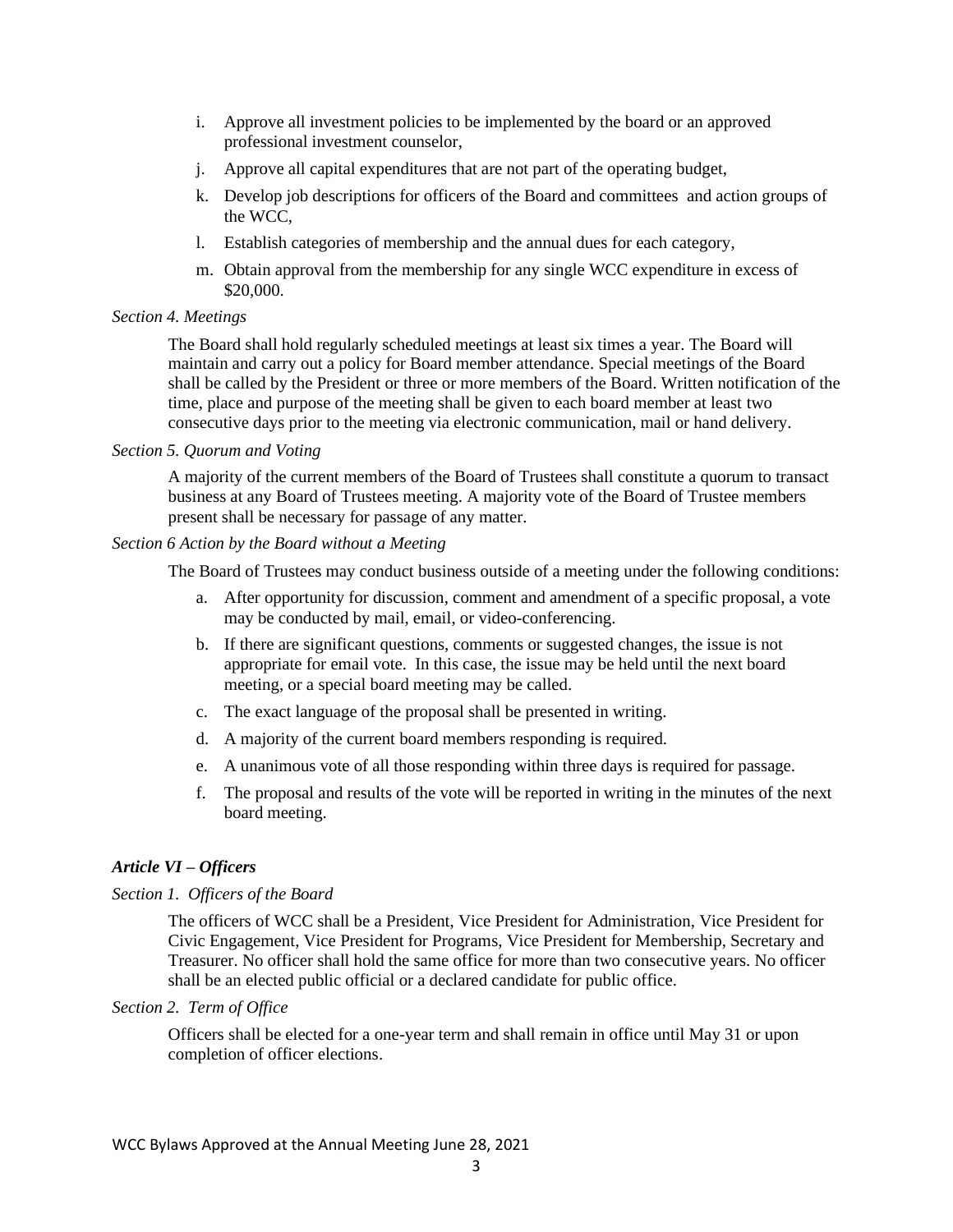i. Approve all investment policies to be implemented by the board or an approved professional investment counselor,

j. Approve all capital expenditures that are not part of the operating budget,

k. Develop job descriptions for officers of the Board and committees and action groups of the WCC,

l. Establish categories of membership and the annual dues for each category,

m. Obtain approval from the membership for any single WCC expenditure in excess of $20,000.

*Section 4. Meetings*

The Board shall hold regularly scheduled meetings at least six times a year. The Board will maintain and carry out a policy for Board member attendance. Special meetings of the Board shall be called by the President or three or more members of the Board. Written notification of the time, place and purpose of the meeting shall be given to each board member at least two consecutive days prior to the meeting via electronic communication, mail or hand delivery.

*Section 5. Quorum and Voting*

A majority of the current members of the Board of Trustees shall constitute a quorum to transact business at any Board of Trustees meeting. A majority vote of the Board of Trustee members present shall be necessary for passage of any matter.

*Section 6 Action by the Board without a Meeting*

The Board of Trustees may conduct business outside of a meeting under the following conditions:

a. After opportunity for discussion, comment and amendment of a specific proposal, a vote may be conducted by mail, email, or video-conferencing.

b. If there are significant questions, comments or suggested changes, the issue is not appropriate for email vote. In this case, the issue may be held until the next board meeting, or a special board meeting may be called.

c. The exact language of the proposal shall be presented in writing.

d. A majority of the current board members responding is required.

e. A unanimous vote of all those responding within three days is required for passage.

f. The proposal and results of the vote will be reported in writing in the minutes of the next board meeting.

## *Article VI – Officers*

*Section 1. Officers of the Board*

The officers of WCC shall be a President, Vice President for Administration, Vice President for Civic Engagement, Vice President for Programs, Vice President for Membership, Secretary and Treasurer. No officer shall hold the same office for more than two consecutive years. No officer shall be an elected public official or a declared candidate for public office.

*Section 2. Term of Office*

Officers shall be elected for a one-year term and shall remain in office until May 31 or upon completion of officer elections.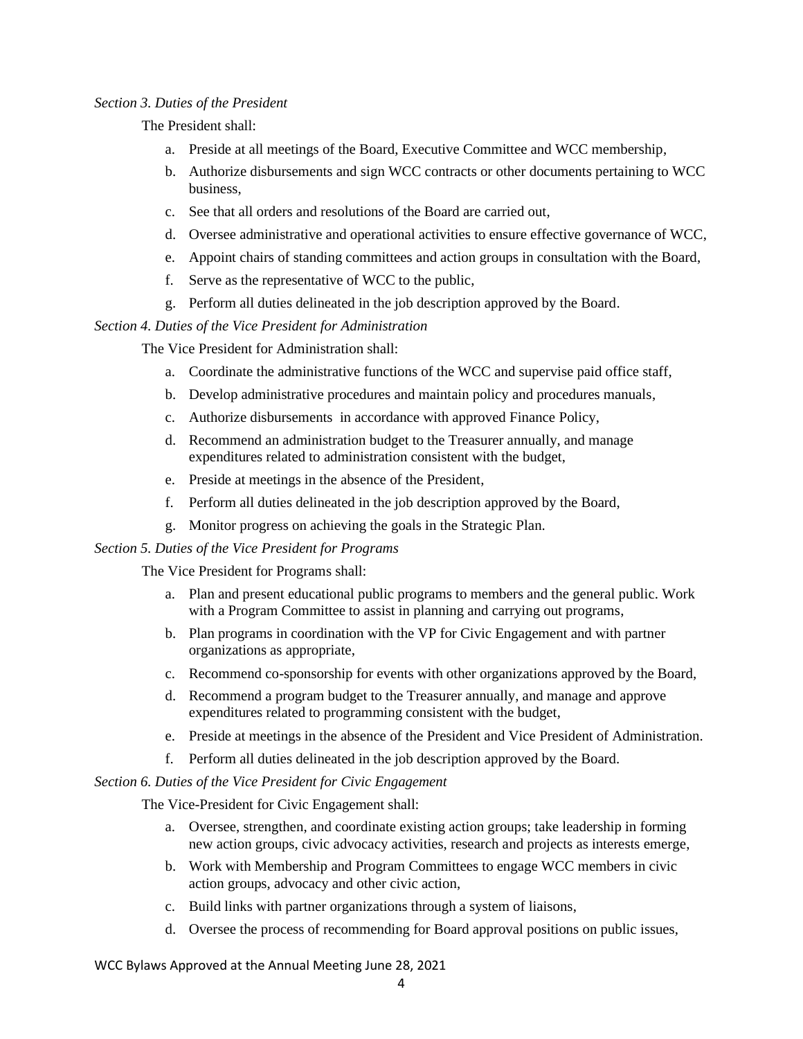*Section 3. Duties of the President*

The President shall:

a. Preside at all meetings of the Board, Executive Committee and WCC membership,
b. Authorize disbursements and sign WCC contracts or other documents pertaining to WCC business,
c. See that all orders and resolutions of the Board are carried out,
d. Oversee administrative and operational activities to ensure effective governance of WCC,
e. Appoint chairs of standing committees and action groups in consultation with the Board,
f. Serve as the representative of WCC to the public,
g. Perform all duties delineated in the job description approved by the Board.

*Section 4. Duties of the Vice President for Administration*

The Vice President for Administration shall:

a. Coordinate the administrative functions of the WCC and supervise paid office staff,
b. Develop administrative procedures and maintain policy and procedures manuals,
c. Authorize disbursements in accordance with approved Finance Policy,
d. Recommend an administration budget to the Treasurer annually, and manage expenditures related to administration consistent with the budget,
e. Preside at meetings in the absence of the President,
f. Perform all duties delineated in the job description approved by the Board,
g. Monitor progress on achieving the goals in the Strategic Plan.

*Section 5. Duties of the Vice President for Programs*

The Vice President for Programs shall:

a. Plan and present educational public programs to members and the general public. Work with a Program Committee to assist in planning and carrying out programs,
b. Plan programs in coordination with the VP for Civic Engagement and with partner organizations as appropriate,
c. Recommend co-sponsorship for events with other organizations approved by the Board,
d. Recommend a program budget to the Treasurer annually, and manage and approve expenditures related to programming consistent with the budget,
e. Preside at meetings in the absence of the President and Vice President of Administration.
f. Perform all duties delineated in the job description approved by the Board.

*Section 6. Duties of the Vice President for Civic Engagement*

The Vice-President for Civic Engagement shall:

a. Oversee, strengthen, and coordinate existing action groups; take leadership in forming new action groups, civic advocacy activities, research and projects as interests emerge,
b. Work with Membership and Program Committees to engage WCC members in civic action groups, advocacy and other civic action,
c. Build links with partner organizations through a system of liaisons,
d. Oversee the process of recommending for Board approval positions on public issues,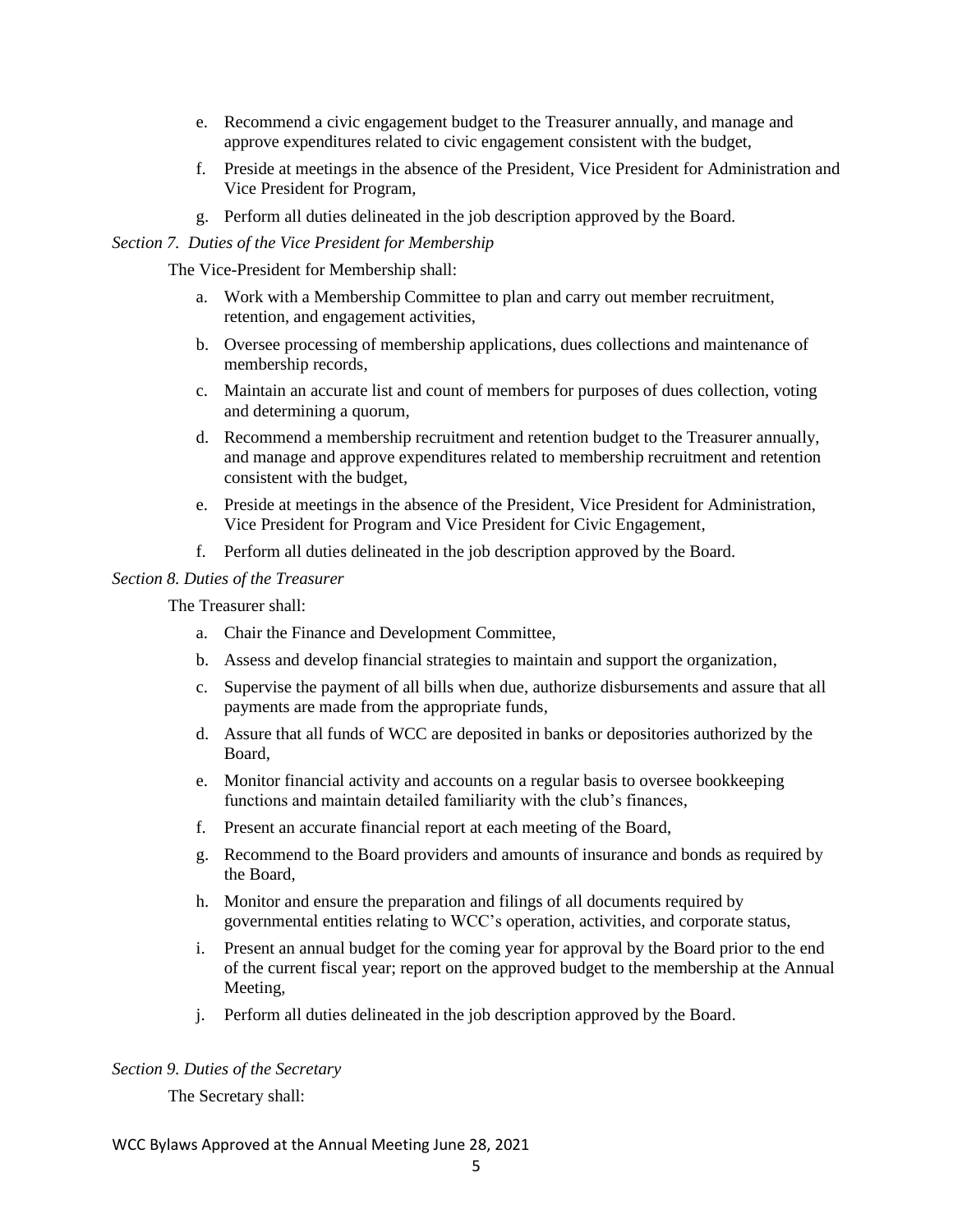e. Recommend a civic engagement budget to the Treasurer annually, and manage and approve expenditures related to civic engagement consistent with the budget,

f. Preside at meetings in the absence of the President, Vice President for Administration and Vice President for Program,

g. Perform all duties delineated in the job description approved by the Board.

*Section 7. Duties of the Vice President for Membership*

The Vice-President for Membership shall:

a. Work with a Membership Committee to plan and carry out member recruitment, retention, and engagement activities,

b. Oversee processing of membership applications, dues collections and maintenance of membership records,

c. Maintain an accurate list and count of members for purposes of dues collection, voting and determining a quorum,

d. Recommend a membership recruitment and retention budget to the Treasurer annually, and manage and approve expenditures related to membership recruitment and retention consistent with the budget,

e. Preside at meetings in the absence of the President, Vice President for Administration, Vice President for Program and Vice President for Civic Engagement,

f. Perform all duties delineated in the job description approved by the Board.

*Section 8. Duties of the Treasurer*

The Treasurer shall:

a. Chair the Finance and Development Committee,

b. Assess and develop financial strategies to maintain and support the organization,

c. Supervise the payment of all bills when due, authorize disbursements and assure that all payments are made from the appropriate funds,

d. Assure that all funds of WCC are deposited in banks or depositories authorized by the Board,

e. Monitor financial activity and accounts on a regular basis to oversee bookkeeping functions and maintain detailed familiarity with the club's finances,

f. Present an accurate financial report at each meeting of the Board,

g. Recommend to the Board providers and amounts of insurance and bonds as required by the Board,

h. Monitor and ensure the preparation and filings of all documents required by governmental entities relating to WCC's operation, activities, and corporate status,

i. Present an annual budget for the coming year for approval by the Board prior to the end of the current fiscal year; report on the approved budget to the membership at the Annual Meeting,

j. Perform all duties delineated in the job description approved by the Board.

*Section 9. Duties of the Secretary*

The Secretary shall: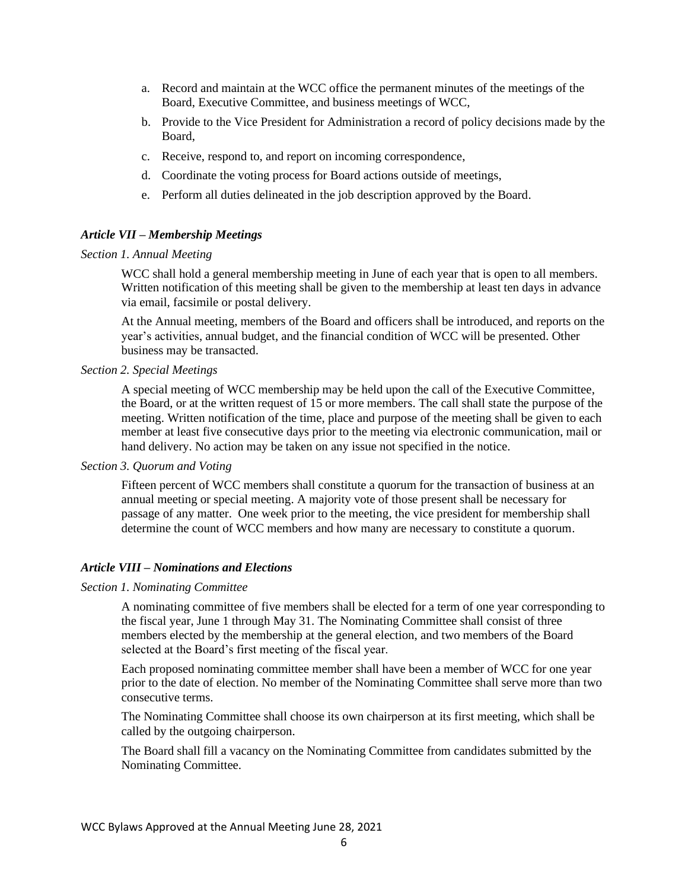a. Record and maintain at the WCC office the permanent minutes of the meetings of the Board, Executive Committee, and business meetings of WCC,

b. Provide to the Vice President for Administration a record of policy decisions made by the Board,

c. Receive, respond to, and report on incoming correspondence,

d. Coordinate the voting process for Board actions outside of meetings,

e. Perform all duties delineated in the job description approved by the Board.

### *Article VII – Membership Meetings*

*Section 1. Annual Meeting*

WCC shall hold a general membership meeting in June of each year that is open to all members. Written notification of this meeting shall be given to the membership at least ten days in advance via email, facsimile or postal delivery.

At the Annual meeting, members of the Board and officers shall be introduced, and reports on the year's activities, annual budget, and the financial condition of WCC will be presented. Other business may be transacted.

*Section 2. Special Meetings*

A special meeting of WCC membership may be held upon the call of the Executive Committee, the Board, or at the written request of 15 or more members. The call shall state the purpose of the meeting. Written notification of the time, place and purpose of the meeting shall be given to each member at least five consecutive days prior to the meeting via electronic communication, mail or hand delivery. No action may be taken on any issue not specified in the notice.

*Section 3. Quorum and Voting*

Fifteen percent of WCC members shall constitute a quorum for the transaction of business at an annual meeting or special meeting. A majority vote of those present shall be necessary for passage of any matter. One week prior to the meeting, the vice president for membership shall determine the count of WCC members and how many are necessary to constitute a quorum.

### *Article VIII – Nominations and Elections*

*Section 1. Nominating Committee*

A nominating committee of five members shall be elected for a term of one year corresponding to the fiscal year, June 1 through May 31. The Nominating Committee shall consist of three members elected by the membership at the general election, and two members of the Board selected at the Board's first meeting of the fiscal year.

Each proposed nominating committee member shall have been a member of WCC for one year prior to the date of election. No member of the Nominating Committee shall serve more than two consecutive terms.

The Nominating Committee shall choose its own chairperson at its first meeting, which shall be called by the outgoing chairperson.

The Board shall fill a vacancy on the Nominating Committee from candidates submitted by the Nominating Committee.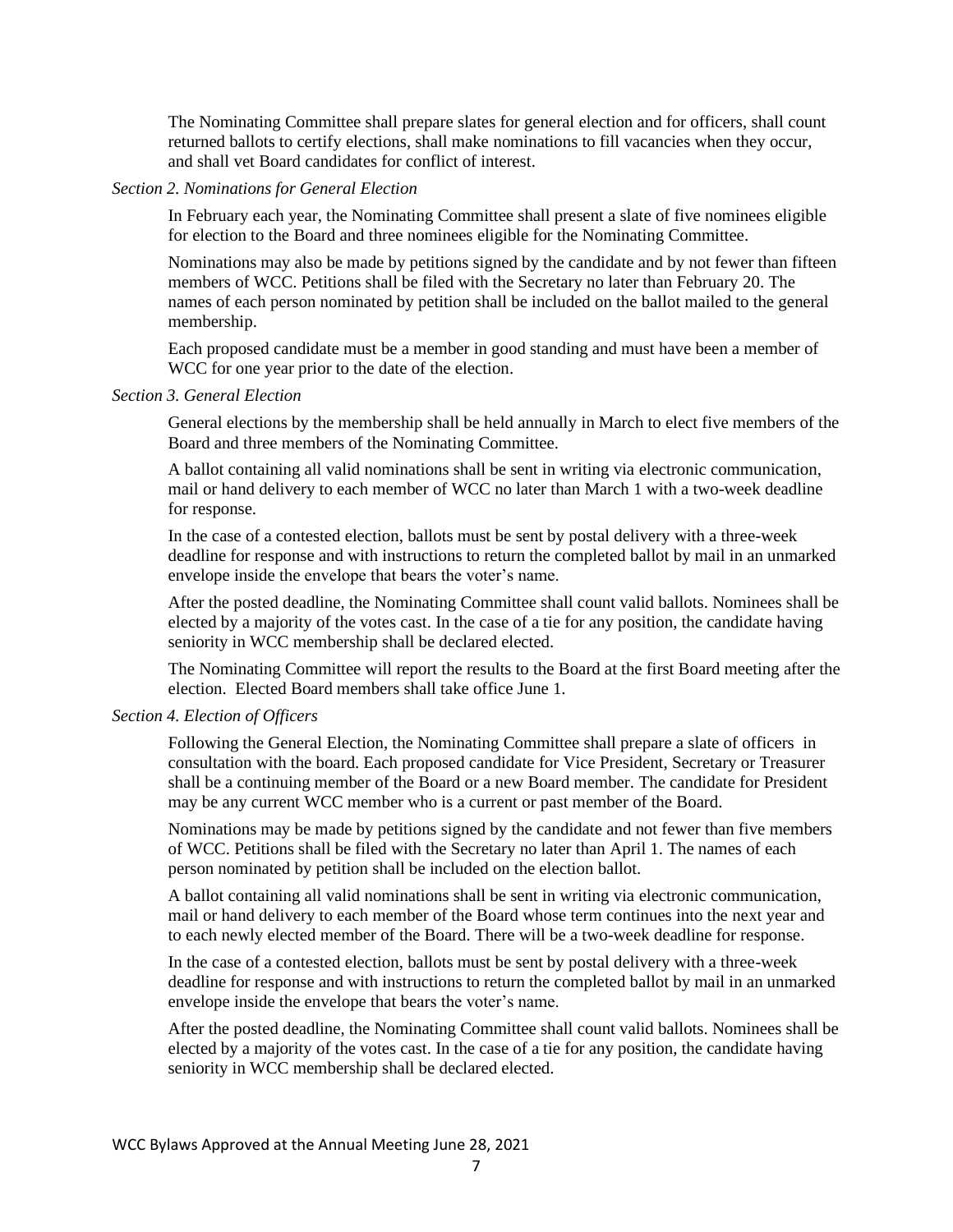The Nominating Committee shall prepare slates for general election and for officers, shall count returned ballots to certify elections, shall make nominations to fill vacancies when they occur, and shall vet Board candidates for conflict of interest.

*Section 2. Nominations for General Election*

In February each year, the Nominating Committee shall present a slate of five nominees eligible for election to the Board and three nominees eligible for the Nominating Committee.

Nominations may also be made by petitions signed by the candidate and by not fewer than fifteen members of WCC. Petitions shall be filed with the Secretary no later than February 20. The names of each person nominated by petition shall be included on the ballot mailed to the general membership.

Each proposed candidate must be a member in good standing and must have been a member of WCC for one year prior to the date of the election.

*Section 3. General Election*

General elections by the membership shall be held annually in March to elect five members of the Board and three members of the Nominating Committee.

A ballot containing all valid nominations shall be sent in writing via electronic communication, mail or hand delivery to each member of WCC no later than March 1 with a two-week deadline for response.

In the case of a contested election, ballots must be sent by postal delivery with a three-week deadline for response and with instructions to return the completed ballot by mail in an unmarked envelope inside the envelope that bears the voter's name.

After the posted deadline, the Nominating Committee shall count valid ballots. Nominees shall be elected by a majority of the votes cast. In the case of a tie for any position, the candidate having seniority in WCC membership shall be declared elected.

The Nominating Committee will report the results to the Board at the first Board meeting after the election. Elected Board members shall take office June 1.

*Section 4. Election of Officers*

Following the General Election, the Nominating Committee shall prepare a slate of officers in consultation with the board. Each proposed candidate for Vice President, Secretary or Treasurer shall be a continuing member of the Board or a new Board member. The candidate for President may be any current WCC member who is a current or past member of the Board.

Nominations may be made by petitions signed by the candidate and not fewer than five members of WCC. Petitions shall be filed with the Secretary no later than April 1. The names of each person nominated by petition shall be included on the election ballot.

A ballot containing all valid nominations shall be sent in writing via electronic communication, mail or hand delivery to each member of the Board whose term continues into the next year and to each newly elected member of the Board. There will be a two-week deadline for response.

In the case of a contested election, ballots must be sent by postal delivery with a three-week deadline for response and with instructions to return the completed ballot by mail in an unmarked envelope inside the envelope that bears the voter's name.

After the posted deadline, the Nominating Committee shall count valid ballots. Nominees shall be elected by a majority of the votes cast. In the case of a tie for any position, the candidate having seniority in WCC membership shall be declared elected.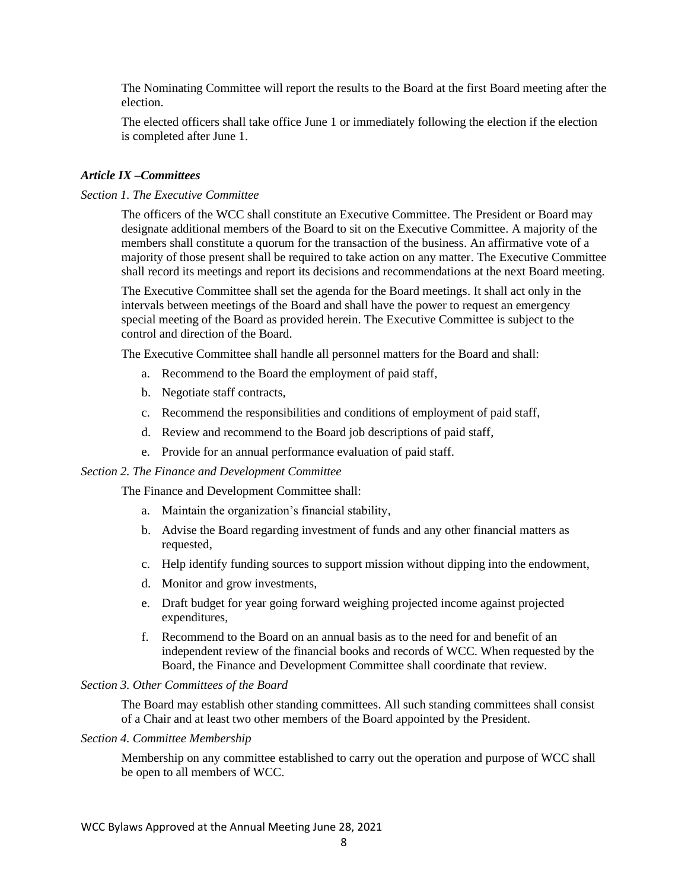The Nominating Committee will report the results to the Board at the first Board meeting after the election.

The elected officers shall take office June 1 or immediately following the election if the election is completed after June 1.

### *Article IX –Committees*

*Section 1. The Executive Committee*

The officers of the WCC shall constitute an Executive Committee. The President or Board may designate additional members of the Board to sit on the Executive Committee. A majority of the members shall constitute a quorum for the transaction of the business. An affirmative vote of a majority of those present shall be required to take action on any matter. The Executive Committee shall record its meetings and report its decisions and recommendations at the next Board meeting.

The Executive Committee shall set the agenda for the Board meetings. It shall act only in the intervals between meetings of the Board and shall have the power to request an emergency special meeting of the Board as provided herein. The Executive Committee is subject to the control and direction of the Board.

The Executive Committee shall handle all personnel matters for the Board and shall:

a. Recommend to the Board the employment of paid staff,
b. Negotiate staff contracts,
c. Recommend the responsibilities and conditions of employment of paid staff,
d. Review and recommend to the Board job descriptions of paid staff,
e. Provide for an annual performance evaluation of paid staff.

*Section 2. The Finance and Development Committee*

The Finance and Development Committee shall:

a. Maintain the organization's financial stability,
b. Advise the Board regarding investment of funds and any other financial matters as requested,
c. Help identify funding sources to support mission without dipping into the endowment,
d. Monitor and grow investments,
e. Draft budget for year going forward weighing projected income against projected expenditures,
f. Recommend to the Board on an annual basis as to the need for and benefit of an independent review of the financial books and records of WCC. When requested by the Board, the Finance and Development Committee shall coordinate that review.

*Section 3. Other Committees of the Board*

The Board may establish other standing committees. All such standing committees shall consist of a Chair and at least two other members of the Board appointed by the President.

*Section 4. Committee Membership*

Membership on any committee established to carry out the operation and purpose of WCC shall be open to all members of WCC.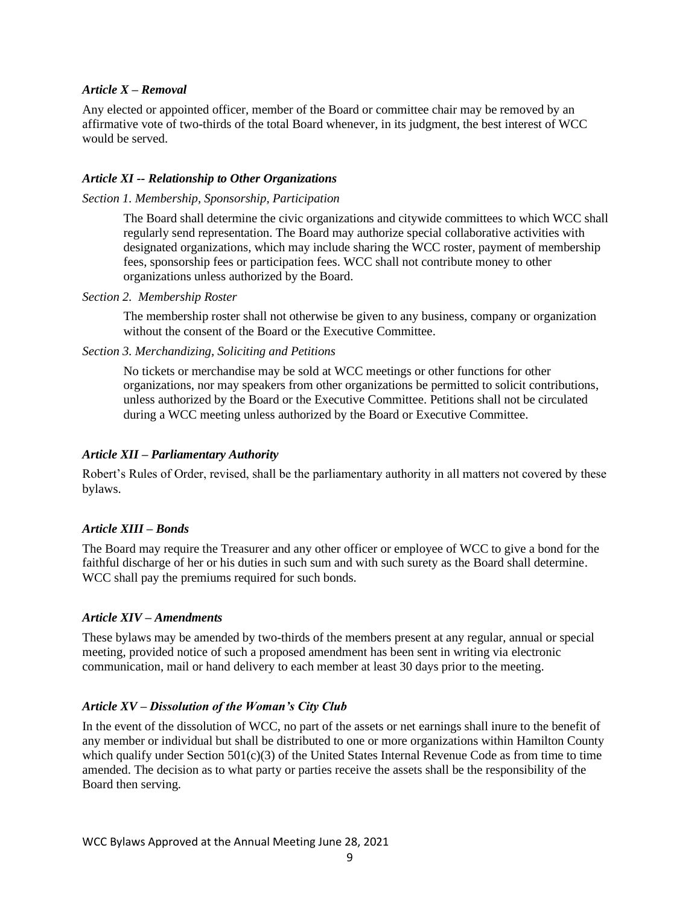### *Article X – Removal*

Any elected or appointed officer, member of the Board or committee chair may be removed by an affirmative vote of two-thirds of the total Board whenever, in its judgment, the best interest of WCC would be served.

### *Article XI -- Relationship to Other Organizations*

*Section 1. Membership, Sponsorship, Participation*

The Board shall determine the civic organizations and citywide committees to which WCC shall regularly send representation. The Board may authorize special collaborative activities with designated organizations, which may include sharing the WCC roster, payment of membership fees, sponsorship fees or participation fees. WCC shall not contribute money to other organizations unless authorized by the Board.

*Section 2. Membership Roster*

The membership roster shall not otherwise be given to any business, company or organization without the consent of the Board or the Executive Committee.

*Section 3. Merchandizing, Soliciting and Petitions*

No tickets or merchandise may be sold at WCC meetings or other functions for other organizations, nor may speakers from other organizations be permitted to solicit contributions, unless authorized by the Board or the Executive Committee. Petitions shall not be circulated during a WCC meeting unless authorized by the Board or Executive Committee.

### *Article XII – Parliamentary Authority*

Robert's Rules of Order, revised, shall be the parliamentary authority in all matters not covered by these bylaws.

### *Article XIII – Bonds*

The Board may require the Treasurer and any other officer or employee of WCC to give a bond for the faithful discharge of her or his duties in such sum and with such surety as the Board shall determine. WCC shall pay the premiums required for such bonds.

### *Article XIV – Amendments*

These bylaws may be amended by two-thirds of the members present at any regular, annual or special meeting, provided notice of such a proposed amendment has been sent in writing via electronic communication, mail or hand delivery to each member at least 30 days prior to the meeting.

### *Article XV – Dissolution of the Woman's City Club*

In the event of the dissolution of WCC, no part of the assets or net earnings shall inure to the benefit of any member or individual but shall be distributed to one or more organizations within Hamilton County which qualify under Section 501(c)(3) of the United States Internal Revenue Code as from time to time amended. The decision as to what party or parties receive the assets shall be the responsibility of the Board then serving.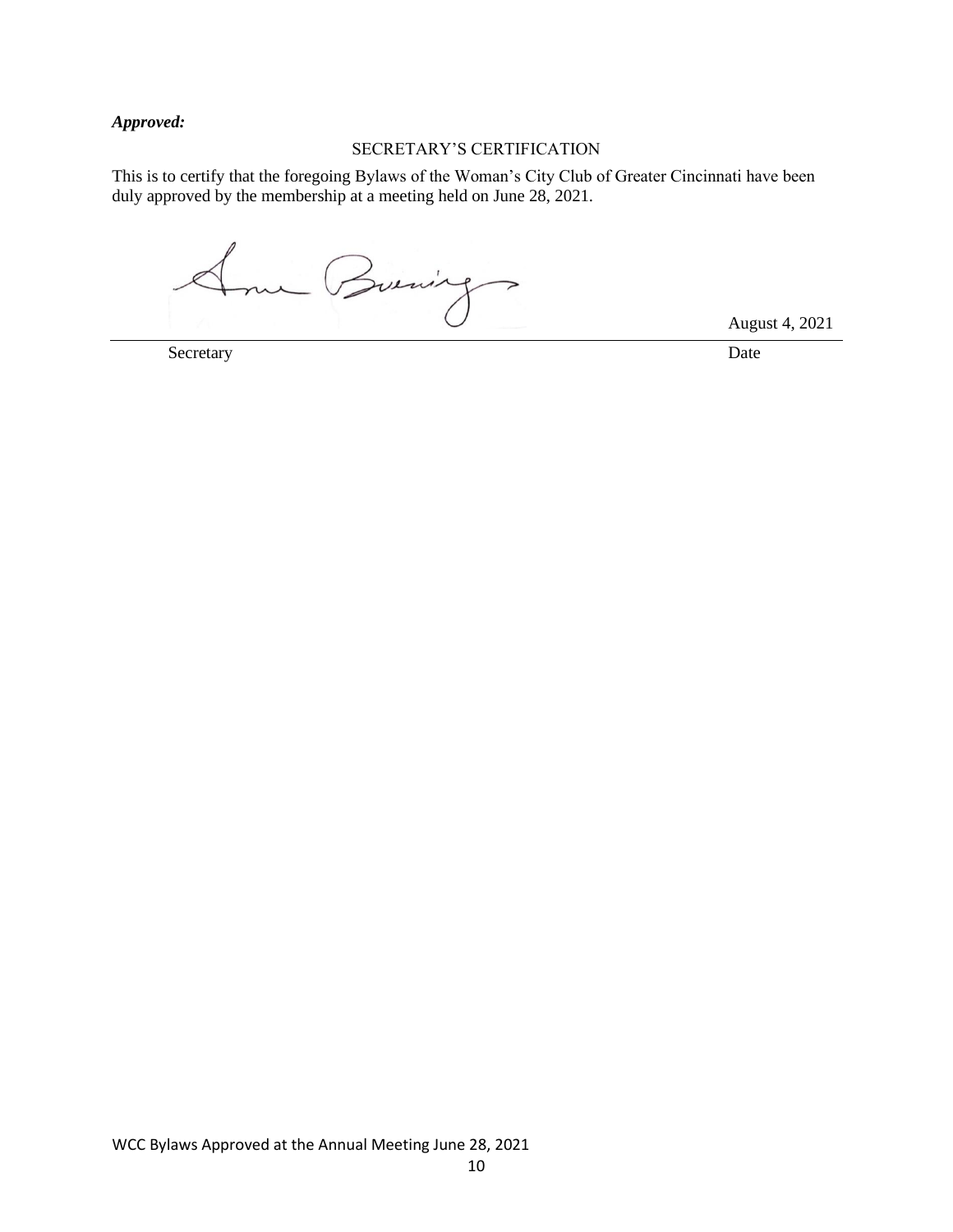***Approved:***

SECRETARY'S CERTIFICATION

This is to certify that the foregoing Bylaws of the Woman's City Club of Greater Cincinnati have been duly approved by the membership at a meeting held on June 28, 2021.

August 4, 2021

Secretary Date